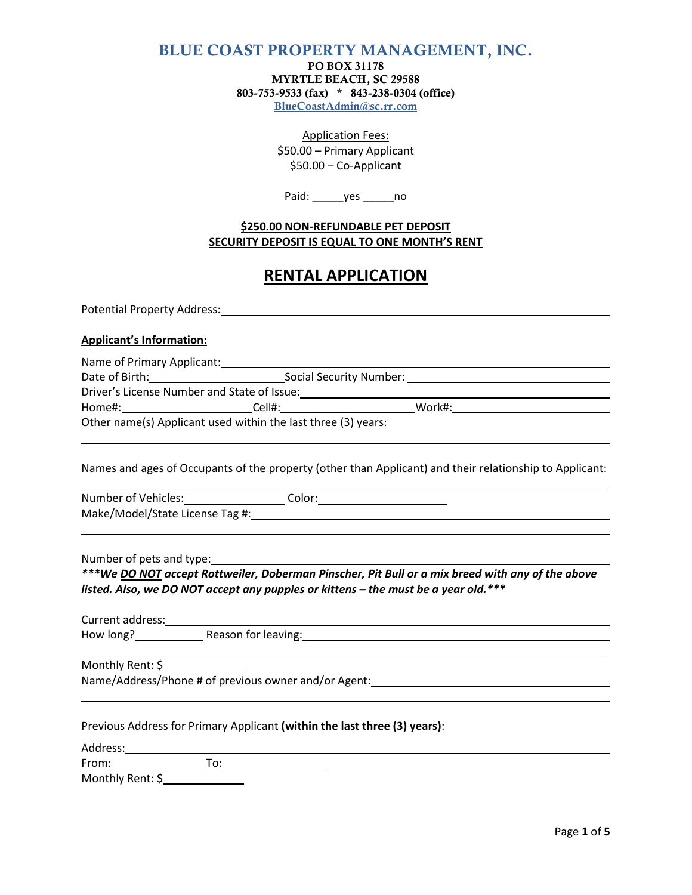# BLUE COAST PROPERTY MANAGEMENT, INC.

**PO BOX 31178**
**MYRTLE BEACH, SC 29588**
**803-753-9533 (fax) * 843-238-0304 (office)**
BlueCoastAdmin@sc.rr.com

Application Fees:
$50.00 – Primary Applicant
$50.00 – Co-Applicant

Paid: _____yes _____no

**$250.00 NON-REFUNDABLE PET DEPOSIT**
**SECURITY DEPOSIT IS EQUAL TO ONE MONTH'S RENT**

## RENTAL APPLICATION

Potential Property Address: ____________________________________________

**Applicant's Information:**

Name of Primary Applicant: ____________________________________________

Date of Birth: ____________________ Social Security Number: ____________________

Driver's License Number and State of Issue: ____________________________________________

Home#: ____________________ Cell#: ____________________ Work#: ____________________

Other name(s) Applicant used within the last three (3) years:

____________________________________________

Names and ages of Occupants of the property (other than Applicant) and their relationship to Applicant:

____________________________________________

Number of Vehicles: ______________ Color: ____________________

Make/Model/State License Tag #: ____________________________________________

____________________________________________

Number of pets and type: ____________________________________________

***\*\*\*We <u>DO NOT</u> accept Rottweiler, Doberman Pinscher, Pit Bull or a mix breed with any of the above listed. Also, we <u>DO NOT</u> accept any puppies or kittens – the must be a year old.\*\*\****

Current address: ____________________________________________

How long? __________ Reason for leaving: ____________________________________________

____________________________________________

Monthly Rent: $____________

Name/Address/Phone # of previous owner and/or Agent: ____________________________________________

____________________________________________

Previous Address for Primary Applicant **(within the last three (3) years)**:

Address: ____________________________________________

From: ______________ To: ______________

Monthly Rent: $____________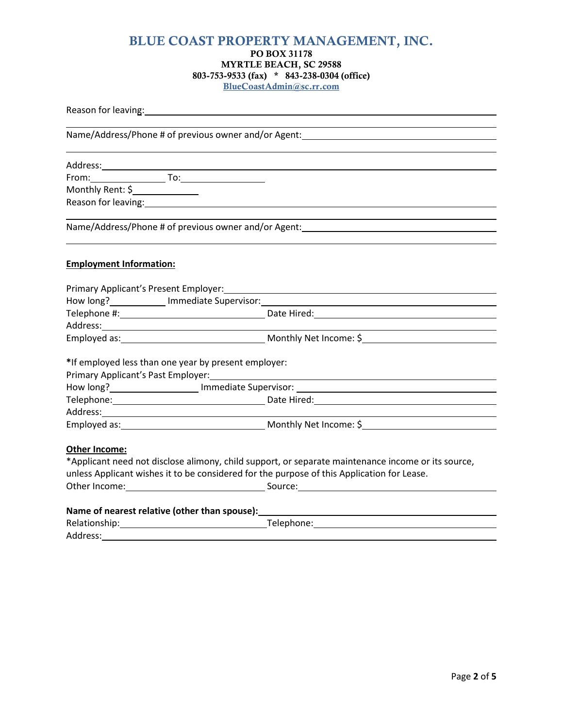# BLUE COAST PROPERTY MANAGEMENT, INC.

**PO BOX 31178**
**MYRTLE BEACH, SC 29588**
**803-753-9533 (fax) * 843-238-0304 (office)**
**BlueCoastAdmin@sc.rr.com**

Reason for leaving: ______________________________________________

Name/Address/Phone # of previous owner and/or Agent: ______________________________________________

Address: ______________________________________________
From: ______________ To: ______________
Monthly Rent: $ ______________
Reason for leaving: ______________________________________________

Name/Address/Phone # of previous owner and/or Agent: ______________________________________________

**Employment Information:**

Primary Applicant's Present Employer: ______________________________________________
How long? ______________ Immediate Supervisor: ______________________________
Telephone #: ______________________________ Date Hired: ______________________________
Address: ______________________________________________
Employed as: ______________________________ Monthly Net Income: $ ______________________________

**\***If employed less than one year by present employer:
Primary Applicant's Past Employer: ______________________________________________
How long? ______________ Immediate Supervisor: ______________________________
Telephone: ______________________________ Date Hired: ______________________________
Address: ______________________________________________
Employed as: ______________________________ Monthly Net Income: $ ______________________________

**Other Income:**
*Applicant need not disclose alimony, child support, or separate maintenance income or its source, unless Applicant wishes it to be considered for the purpose of this Application for Lease.
Other Income: ______________________________ Source: ______________________________

**Name of nearest relative (other than spouse):** ______________________________
Relationship: ______________________________ Telephone: ______________________________
Address: ______________________________________________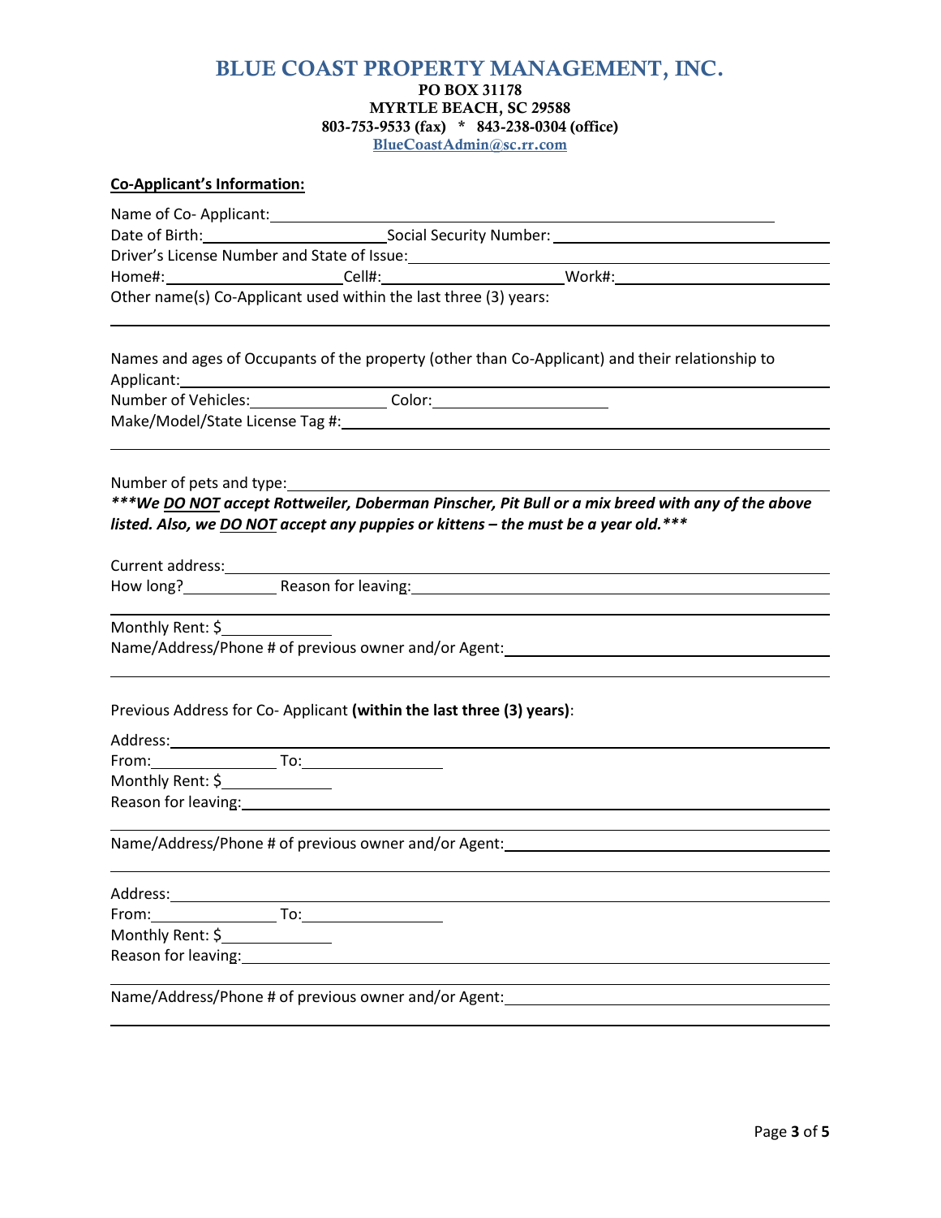# BLUE COAST PROPERTY MANAGEMENT, INC.

**PO BOX 31178**
**MYRTLE BEACH, SC 29588**
**803-753-9533 (fax) * 843-238-0304 (office)**
**BlueCoastAdmin@sc.rr.com**

**Co-Applicant's Information:**

Name of Co- Applicant: ______________________________

Date of Birth: ______________ Social Security Number: ______________

Driver's License Number and State of Issue: ______________

Home#: ______________ Cell#: ______________ Work#: ______________

Other name(s) Co-Applicant used within the last three (3) years:

______________________________

Names and ages of Occupants of the property (other than Co-Applicant) and their relationship to Applicant: ______________________________

Number of Vehicles: ______________ Color: ______________

Make/Model/State License Tag #: ______________________________

______________________________

Number of pets and type: ______________________________

***\*\*\*We DO NOT accept Rottweiler, Doberman Pinscher, Pit Bull or a mix breed with any of the above listed. Also, we DO NOT accept any puppies or kittens – the must be a year old.\*\*\****

Current address: ______________________________

How long? ______________ Reason for leaving: ______________________________

______________________________

Monthly Rent: $ ______________

Name/Address/Phone # of previous owner and/or Agent: ______________________________

______________________________

Previous Address for Co- Applicant **(within the last three (3) years)**:

Address: ______________________________

From: ______________ To: ______________

Monthly Rent: $ ______________

Reason for leaving: ______________________________

______________________________

Name/Address/Phone # of previous owner and/or Agent: ______________________________

______________________________

Address: ______________________________

From: ______________ To: ______________

Monthly Rent: $ ______________

Reason for leaving: ______________________________

______________________________

Name/Address/Phone # of previous owner and/or Agent: ______________________________

______________________________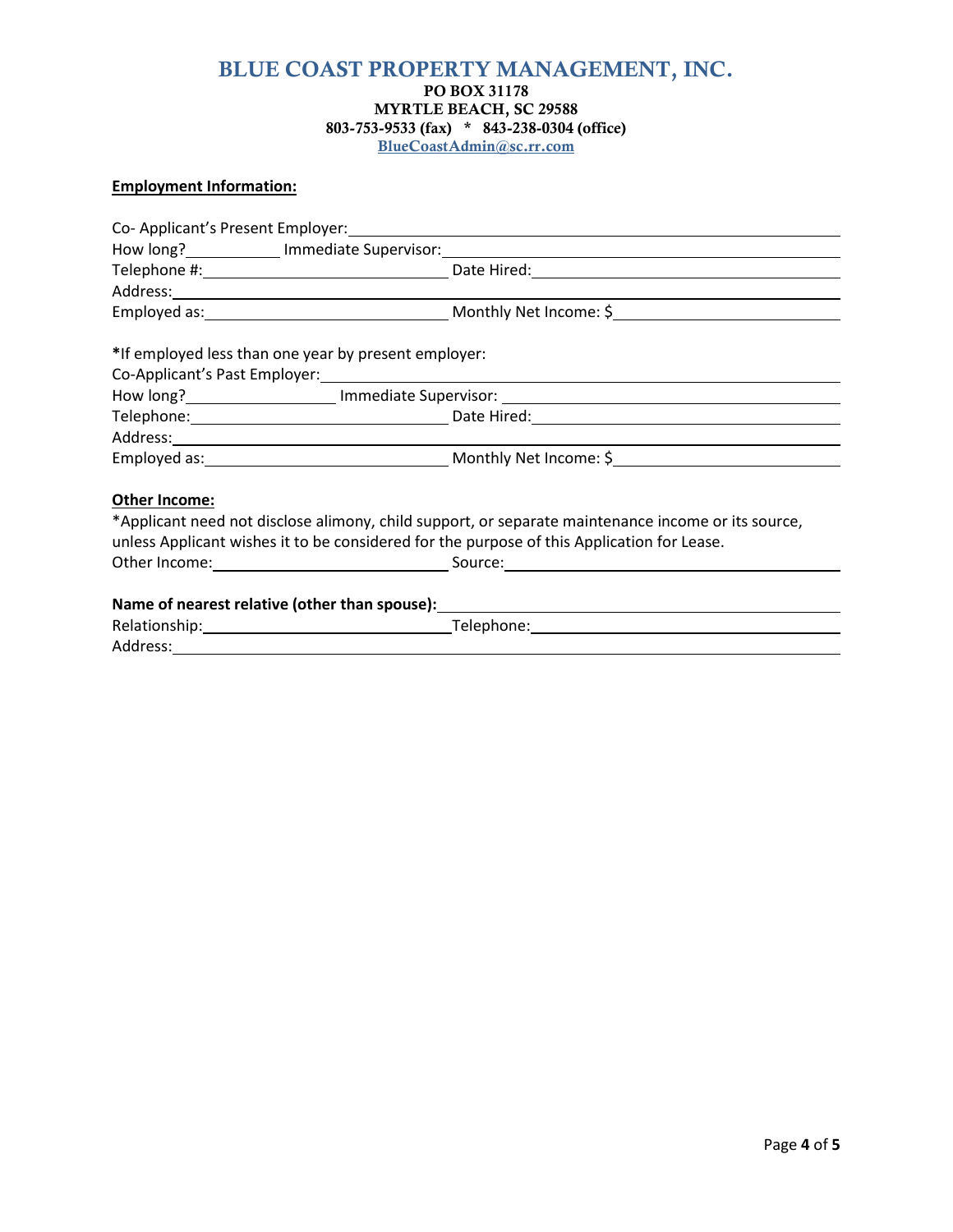# BLUE COAST PROPERTY MANAGEMENT, INC.

**PO BOX 31178**
**MYRTLE BEACH, SC 29588**
**803-753-9533 (fax) * 843-238-0304 (office)**
**BlueCoastAdmin@sc.rr.com**

**Employment Information:**

Co- Applicant's Present Employer: ______________________________

How long? __________ Immediate Supervisor: ______________________________

Telephone #: ______________________________ Date Hired: ______________________________

Address: ______________________________

Employed as: ______________________________ Monthly Net Income: $ ______________________________

***If employed less than one year by present employer:**

Co-Applicant's Past Employer: ______________________________

How long? __________ Immediate Supervisor: ______________________________

Telephone: ______________________________ Date Hired: ______________________________

Address: ______________________________

Employed as: ______________________________ Monthly Net Income: $ ______________________________

**Other Income:**

*Applicant need not disclose alimony, child support, or separate maintenance income or its source, unless Applicant wishes it to be considered for the purpose of this Application for Lease.

Other Income: ______________________________ Source: ______________________________

**Name of nearest relative (other than spouse):** ______________________________

Relationship: ______________________________ Telephone: ______________________________

Address: ______________________________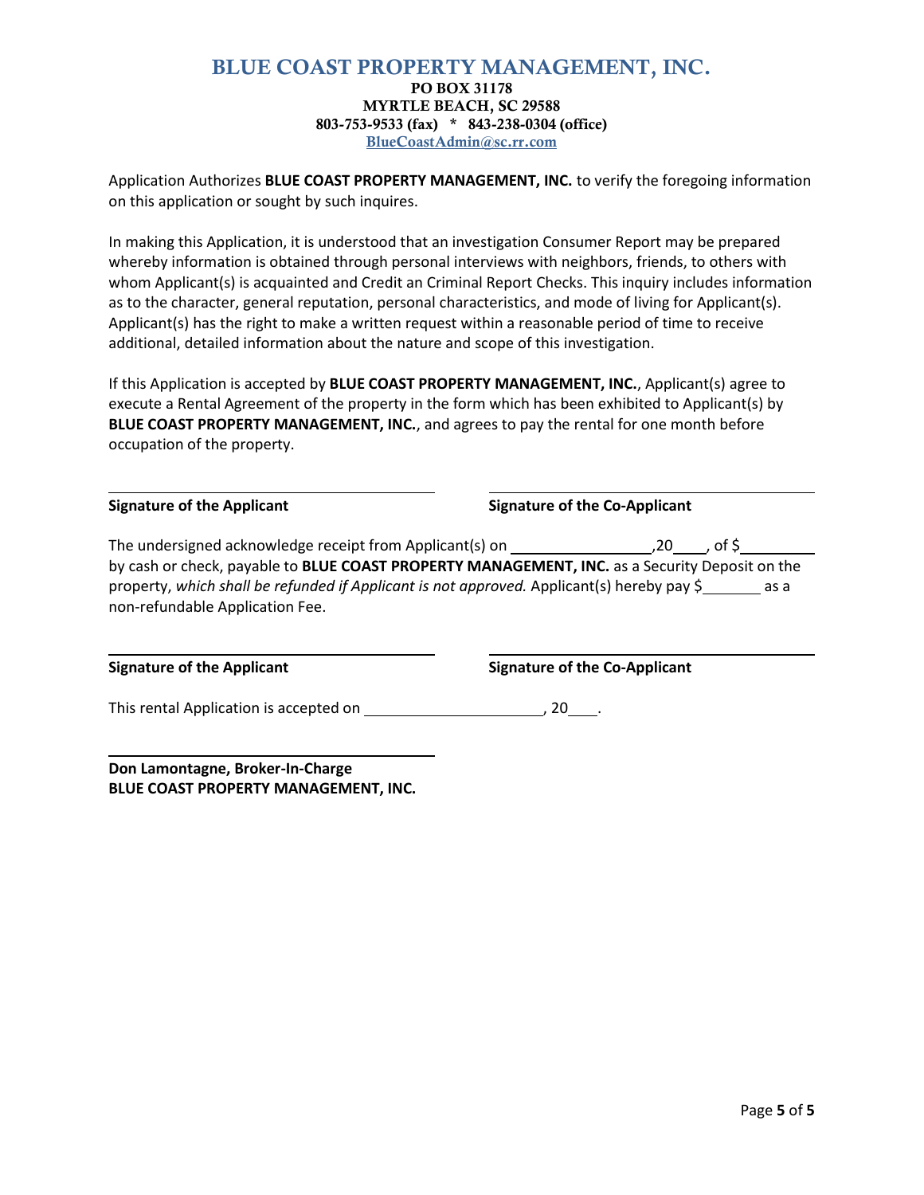# BLUE COAST PROPERTY MANAGEMENT, INC.

**PO BOX 31178**
**MYRTLE BEACH, SC 29588**
**803-753-9533 (fax) * 843-238-0304 (office)**
**BlueCoastAdmin@sc.rr.com**

Application Authorizes **BLUE COAST PROPERTY MANAGEMENT, INC.** to verify the foregoing information on this application or sought by such inquires.

In making this Application, it is understood that an investigation Consumer Report may be prepared whereby information is obtained through personal interviews with neighbors, friends, to others with whom Applicant(s) is acquainted and Credit an Criminal Report Checks. This inquiry includes information as to the character, general reputation, personal characteristics, and mode of living for Applicant(s). Applicant(s) has the right to make a written request within a reasonable period of time to receive additional, detailed information about the nature and scope of this investigation.

If this Application is accepted by **BLUE COAST PROPERTY MANAGEMENT, INC.**, Applicant(s) agree to execute a Rental Agreement of the property in the form which has been exhibited to Applicant(s) by **BLUE COAST PROPERTY MANAGEMENT, INC.**, and agrees to pay the rental for one month before occupation of the property.

\_\_\_\_\_\_\_\_\_\_\_\_\_\_\_\_\_\_\_\_\_\_\_\_\_\_\_\_\_\_ \_\_\_\_\_\_\_\_\_\_\_\_\_\_\_\_\_\_\_\_\_\_\_\_\_\_\_\_\_\_
**Signature of the Applicant** **Signature of the Co-Applicant**

The undersigned acknowledge receipt from Applicant(s) on \_\_\_\_\_\_\_\_\_\_\_\_\_\_\_,20\_\_\_\_, of $\_\_\_\_\_\_\_\_ by cash or check, payable to **BLUE COAST PROPERTY MANAGEMENT, INC.** as a Security Deposit on the property, *which shall be refunded if Applicant is not approved.* Applicant(s) hereby pay $\_\_\_\_\_\_\_ as a non-refundable Application Fee.

\_\_\_\_\_\_\_\_\_\_\_\_\_\_\_\_\_\_\_\_\_\_\_\_\_\_\_\_\_\_ \_\_\_\_\_\_\_\_\_\_\_\_\_\_\_\_\_\_\_\_\_\_\_\_\_\_\_\_\_\_
**Signature of the Applicant** **Signature of the Co-Applicant**

This rental Application is accepted on \_\_\_\_\_\_\_\_\_\_\_\_\_\_\_\_\_\_\_\_, 20\_\_\_\_.

\_\_\_\_\_\_\_\_\_\_\_\_\_\_\_\_\_\_\_\_\_\_\_\_\_\_\_\_\_\_
**Don Lamontagne, Broker-In-Charge**
**BLUE COAST PROPERTY MANAGEMENT, INC.**